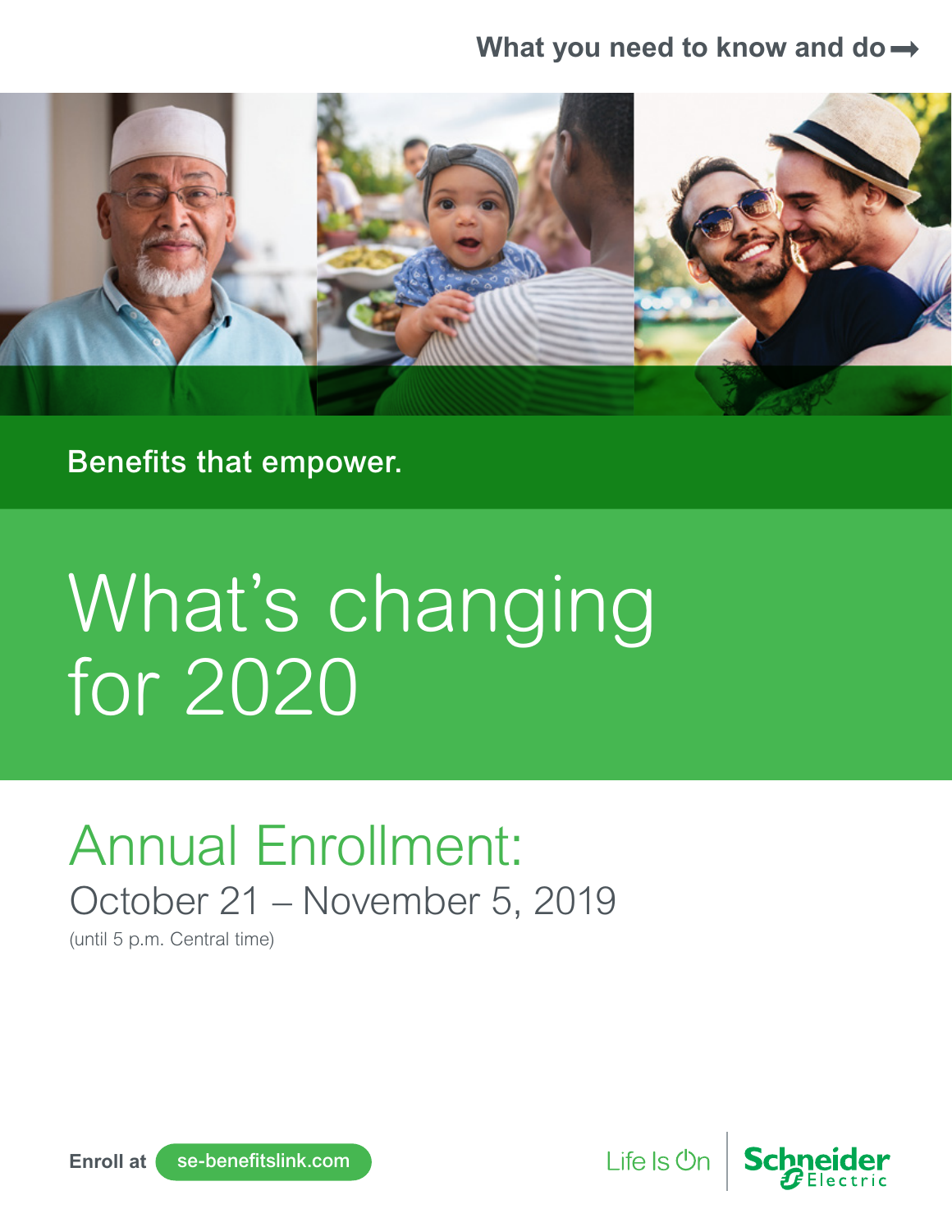What you need to know and do →

Benefits that empower.

# What's changing for 2020

## Annual Enrollment:

October 21 – November 5, 2019

(until 5 p.m. Central time)

**Enroll at** se-benefitslink.com

Life Is On | Schneider Electric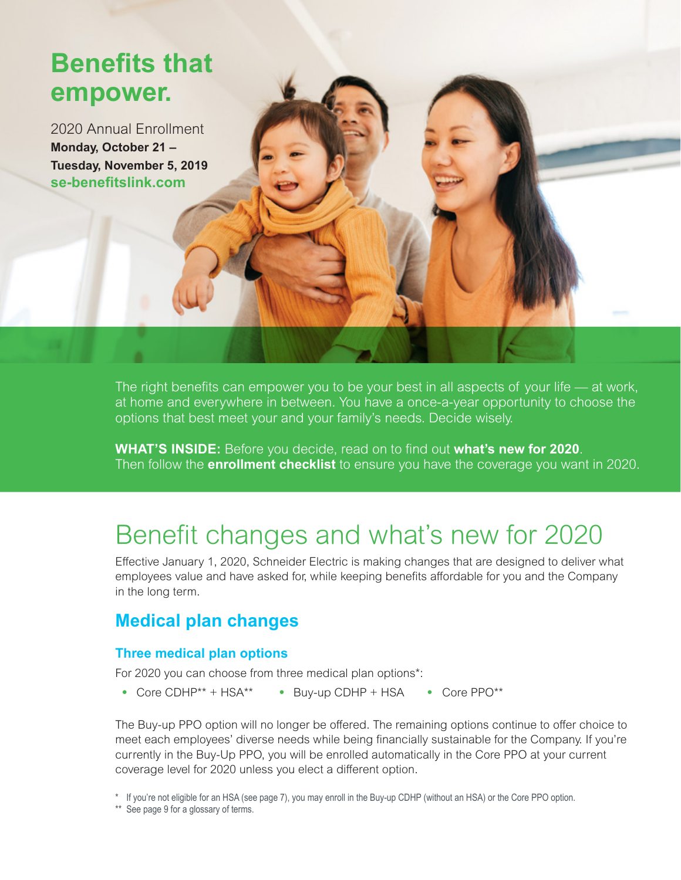# Benefits that empower.

2020 Annual Enrollment
**Monday, October 21 – Tuesday, November 5, 2019**
**se-benefitslink.com**

The right benefits can empower you to be your best in all aspects of your life — at work, at home and everywhere in between. You have a once-a-year opportunity to choose the options that best meet your and your family's needs. Decide wisely.

**WHAT'S INSIDE:** Before you decide, read on to find out **what's new for 2020**. Then follow the **enrollment checklist** to ensure you have the coverage you want in 2020.

# Benefit changes and what's new for 2020

Effective January 1, 2020, Schneider Electric is making changes that are designed to deliver what employees value and have asked for, while keeping benefits affordable for you and the Company in the long term.

## Medical plan changes

### Three medical plan options

For 2020 you can choose from three medical plan options*:

- Core CDHP** + HSA**
- Buy-up CDHP + HSA
- Core PPO**

The Buy-up PPO option will no longer be offered. The remaining options continue to offer choice to meet each employees' diverse needs while being financially sustainable for the Company. If you're currently in the Buy-Up PPO, you will be enrolled automatically in the Core PPO at your current coverage level for 2020 unless you elect a different option.

\* If you're not eligible for an HSA (see page 7), you may enroll in the Buy-up CDHP (without an HSA) or the Core PPO option.

** See page 9 for a glossary of terms.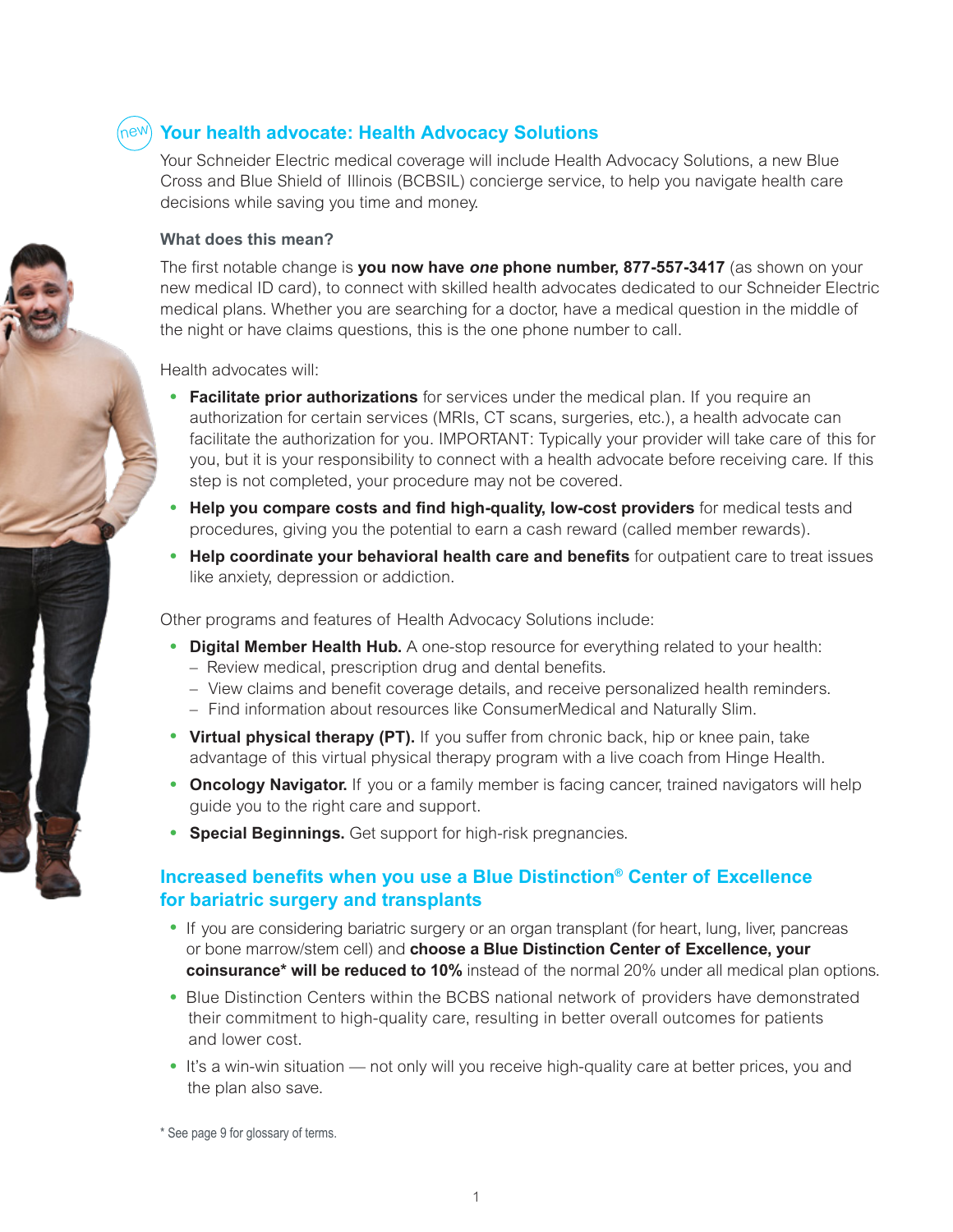## new Your health advocate: Health Advocacy Solutions

Your Schneider Electric medical coverage will include Health Advocacy Solutions, a new Blue Cross and Blue Shield of Illinois (BCBSIL) concierge service, to help you navigate health care decisions while saving you time and money.

### What does this mean?

The first notable change is **you now have *one* phone number, 877-557-3417** (as shown on your new medical ID card), to connect with skilled health advocates dedicated to our Schneider Electric medical plans. Whether you are searching for a doctor, have a medical question in the middle of the night or have claims questions, this is the one phone number to call.

Health advocates will:

- **Facilitate prior authorizations** for services under the medical plan. If you require an authorization for certain services (MRIs, CT scans, surgeries, etc.), a health advocate can facilitate the authorization for you. IMPORTANT: Typically your provider will take care of this for you, but it is your responsibility to connect with a health advocate before receiving care. If this step is not completed, your procedure may not be covered.
- **Help you compare costs and find high-quality, low-cost providers** for medical tests and procedures, giving you the potential to earn a cash reward (called member rewards).
- **Help coordinate your behavioral health care and benefits** for outpatient care to treat issues like anxiety, depression or addiction.

Other programs and features of Health Advocacy Solutions include:

- **Digital Member Health Hub.** A one-stop resource for everything related to your health:
  - Review medical, prescription drug and dental benefits.
  - View claims and benefit coverage details, and receive personalized health reminders.
  - Find information about resources like ConsumerMedical and Naturally Slim.
- **Virtual physical therapy (PT).** If you suffer from chronic back, hip or knee pain, take advantage of this virtual physical therapy program with a live coach from Hinge Health.
- **Oncology Navigator.** If you or a family member is facing cancer, trained navigators will help guide you to the right care and support.
- **Special Beginnings.** Get support for high-risk pregnancies.

## Increased benefits when you use a Blue Distinction® Center of Excellence for bariatric surgery and transplants

- If you are considering bariatric surgery or an organ transplant (for heart, lung, liver, pancreas or bone marrow/stem cell) and **choose a Blue Distinction Center of Excellence, your coinsurance* will be reduced to 10%** instead of the normal 20% under all medical plan options.
- Blue Distinction Centers within the BCBS national network of providers have demonstrated their commitment to high-quality care, resulting in better overall outcomes for patients and lower cost.
- It's a win-win situation — not only will you receive high-quality care at better prices, you and the plan also save.

\* See page 9 for glossary of terms.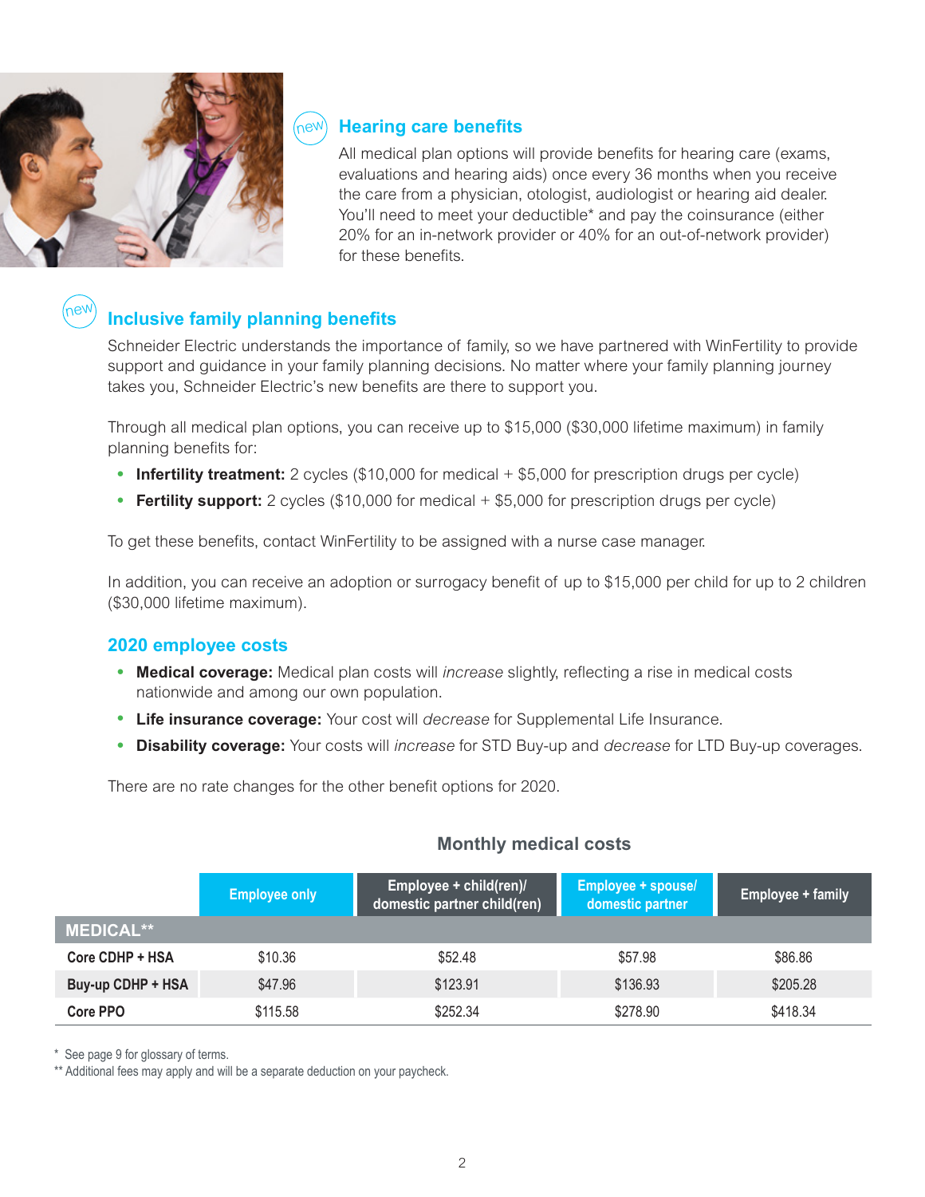## Hearing care benefits

new

All medical plan options will provide benefits for hearing care (exams, evaluations and hearing aids) once every 36 months when you receive the care from a physician, otologist, audiologist or hearing aid dealer. You'll need to meet your deductible* and pay the coinsurance (either 20% for an in-network provider or 40% for an out-of-network provider) for these benefits.

## Inclusive family planning benefits

new

Schneider Electric understands the importance of family, so we have partnered with WinFertility to provide support and guidance in your family planning decisions. No matter where your family planning journey takes you, Schneider Electric's new benefits are there to support you.

Through all medical plan options, you can receive up to $15,000 ($30,000 lifetime maximum) in family planning benefits for:

- **Infertility treatment:** 2 cycles ($10,000 for medical + $5,000 for prescription drugs per cycle)
- **Fertility support:** 2 cycles ($10,000 for medical + $5,000 for prescription drugs per cycle)

To get these benefits, contact WinFertility to be assigned with a nurse case manager.

In addition, you can receive an adoption or surrogacy benefit of up to $15,000 per child for up to 2 children ($30,000 lifetime maximum).

### 2020 employee costs

- **Medical coverage:** Medical plan costs will *increase* slightly, reflecting a rise in medical costs nationwide and among our own population.
- **Life insurance coverage:** Your cost will *decrease* for Supplemental Life Insurance.
- **Disability coverage:** Your costs will *increase* for STD Buy-up and *decrease* for LTD Buy-up coverages.

There are no rate changes for the other benefit options for 2020.

**Monthly medical costs**

| | Employee only | Employee + child(ren)/ domestic partner child(ren) | Employee + spouse/ domestic partner | Employee + family |
|---|---|---|---|---|
| **MEDICAL**** | | | | |
| Core CDHP + HSA | $10.36 | $52.48 | $57.98 | $86.86 |
| Buy-up CDHP + HSA | $47.96 | $123.91 | $136.93 | $205.28 |
| Core PPO | $115.58 | $252.34 | $278.90 | $418.34 |

\* See page 9 for glossary of terms.

** Additional fees may apply and will be a separate deduction on your paycheck.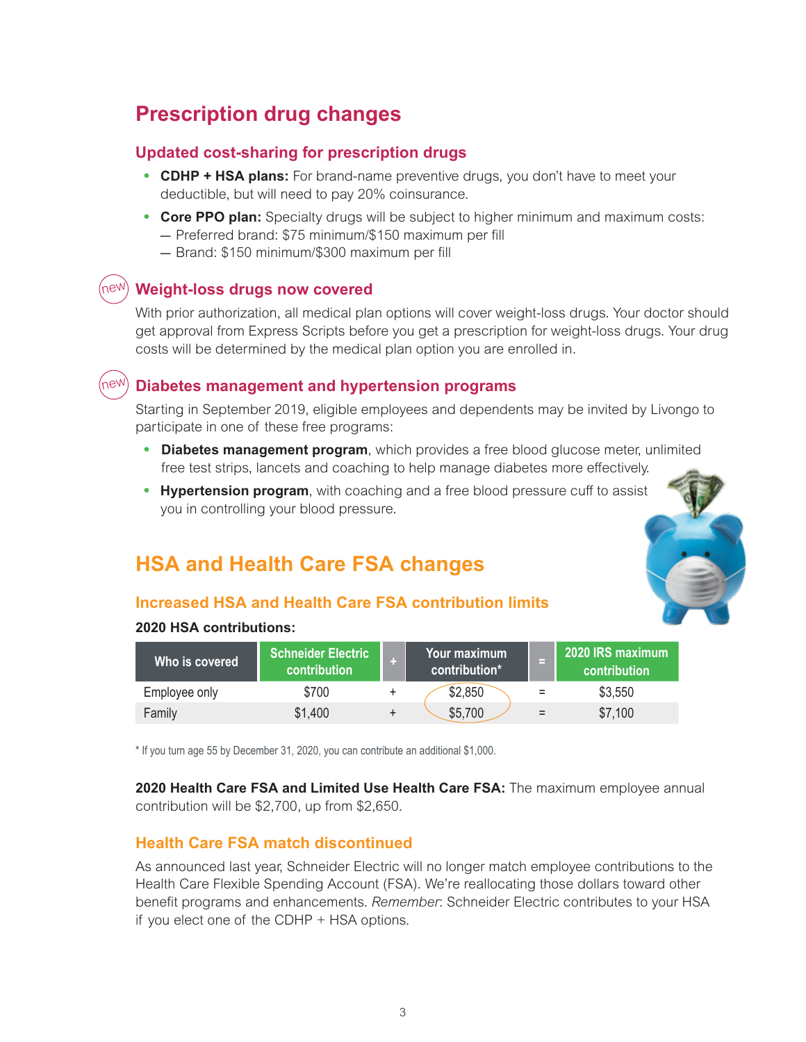## Prescription drug changes

### Updated cost-sharing for prescription drugs

- **CDHP + HSA plans:** For brand-name preventive drugs, you don't have to meet your deductible, but will need to pay 20% coinsurance.
- **Core PPO plan:** Specialty drugs will be subject to higher minimum and maximum costs:
  — Preferred brand: $75 minimum/$150 maximum per fill
  — Brand: $150 minimum/$300 maximum per fill

### new Weight-loss drugs now covered

With prior authorization, all medical plan options will cover weight-loss drugs. Your doctor should get approval from Express Scripts before you get a prescription for weight-loss drugs. Your drug costs will be determined by the medical plan option you are enrolled in.

### new Diabetes management and hypertension programs

Starting in September 2019, eligible employees and dependents may be invited by Livongo to participate in one of these free programs:

- **Diabetes management program**, which provides a free blood glucose meter, unlimited free test strips, lancets and coaching to help manage diabetes more effectively.
- **Hypertension program**, with coaching and a free blood pressure cuff to assist you in controlling your blood pressure.

## HSA and Health Care FSA changes

### Increased HSA and Health Care FSA contribution limits

**2020 HSA contributions:**

| Who is covered | Schneider Electric contribution | + | Your maximum contribution* | = | 2020 IRS maximum contribution |
|---|---|---|---|---|---|
| Employee only | $700 | + | $2,850 | = | $3,550 |
| Family | $1,400 | + | $5,700 | = | $7,100 |

* If you turn age 55 by December 31, 2020, you can contribute an additional $1,000.

**2020 Health Care FSA and Limited Use Health Care FSA:** The maximum employee annual contribution will be $2,700, up from $2,650.

### Health Care FSA match discontinued

As announced last year, Schneider Electric will no longer match employee contributions to the Health Care Flexible Spending Account (FSA). We're reallocating those dollars toward other benefit programs and enhancements. *Remember*: Schneider Electric contributes to your HSA if you elect one of the CDHP + HSA options.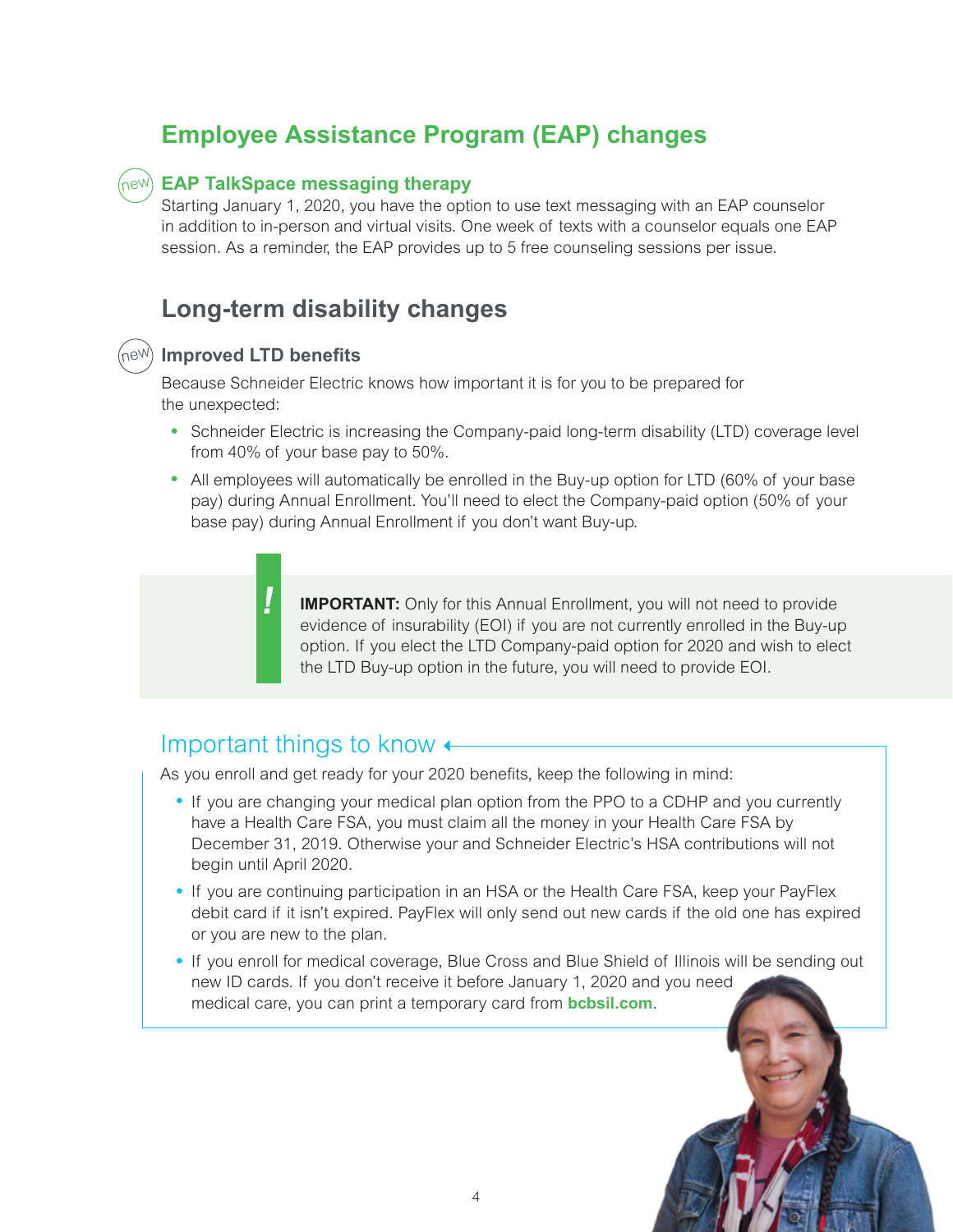## Employee Assistance Program (EAP) changes

### EAP TalkSpace messaging therapy

Starting January 1, 2020, you have the option to use text messaging with an EAP counselor in addition to in-person and virtual visits. One week of texts with a counselor equals one EAP session. As a reminder, the EAP provides up to 5 free counseling sessions per issue.

## Long-term disability changes

### Improved LTD benefits

Because Schneider Electric knows how important it is for you to be prepared for the unexpected:

- Schneider Electric is increasing the Company-paid long-term disability (LTD) coverage level from 40% of your base pay to 50%.
- All employees will automatically be enrolled in the Buy-up option for LTD (60% of your base pay) during Annual Enrollment. You'll need to elect the Company-paid option (50% of your base pay) during Annual Enrollment if you don't want Buy-up.

**IMPORTANT:** Only for this Annual Enrollment, you will not need to provide evidence of insurability (EOI) if you are not currently enrolled in the Buy-up option. If you elect the LTD Company-paid option for 2020 and wish to elect the LTD Buy-up option in the future, you will need to provide EOI.

### Important things to know

As you enroll and get ready for your 2020 benefits, keep the following in mind:

- If you are changing your medical plan option from the PPO to a CDHP and you currently have a Health Care FSA, you must claim all the money in your Health Care FSA by December 31, 2019. Otherwise your and Schneider Electric's HSA contributions will not begin until April 2020.
- If you are continuing participation in an HSA or the Health Care FSA, keep your PayFlex debit card if it isn't expired. PayFlex will only send out new cards if the old one has expired or you are new to the plan.
- If you enroll for medical coverage, Blue Cross and Blue Shield of Illinois will be sending out new ID cards. If you don't receive it before January 1, 2020 and you need medical care, you can print a temporary card from **bcbsil.com**.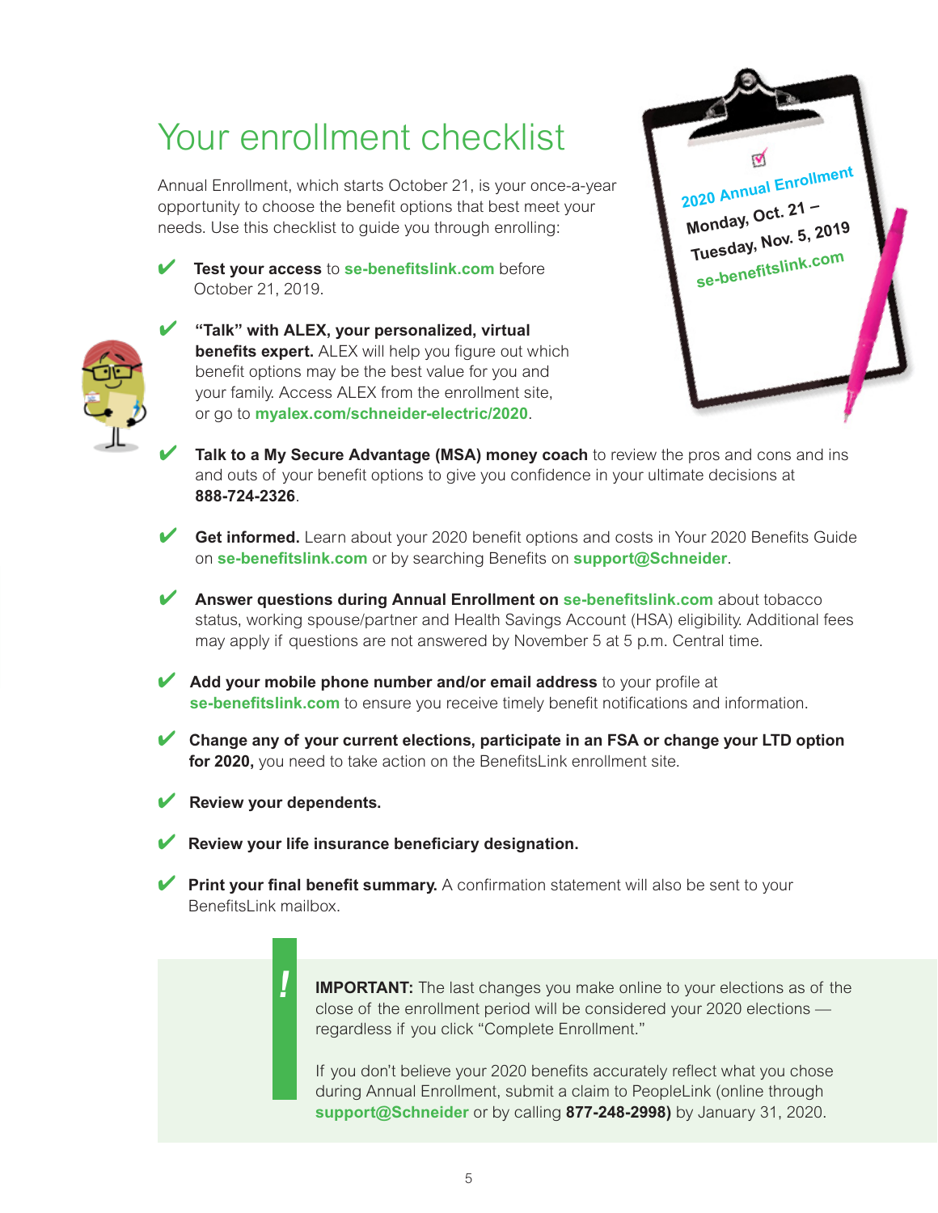# Your enrollment checklist

Annual Enrollment, which starts October 21, is your once-a-year opportunity to choose the benefit options that best meet your needs. Use this checklist to guide you through enrolling:

2020 Annual Enrollment
Monday, Oct. 21 –
Tuesday, Nov. 5, 2019
se-benefitslink.com

- ✔ **Test your access** to **se-benefitslink.com** before October 21, 2019.
- ✔ **"Talk" with ALEX, your personalized, virtual benefits expert.** ALEX will help you figure out which benefit options may be the best value for you and your family. Access ALEX from the enrollment site, or go to **myalex.com/schneider-electric/2020**.
- ✔ **Talk to a My Secure Advantage (MSA) money coach** to review the pros and cons and ins and outs of your benefit options to give you confidence in your ultimate decisions at **888-724-2326**.
- ✔ **Get informed.** Learn about your 2020 benefit options and costs in Your 2020 Benefits Guide on **se-benefitslink.com** or by searching Benefits on **support@Schneider**.
- ✔ **Answer questions during Annual Enrollment on se-benefitslink.com** about tobacco status, working spouse/partner and Health Savings Account (HSA) eligibility. Additional fees may apply if questions are not answered by November 5 at 5 p.m. Central time.
- ✔ **Add your mobile phone number and/or email address** to your profile at **se-benefitslink.com** to ensure you receive timely benefit notifications and information.
- ✔ **Change any of your current elections, participate in an FSA or change your LTD option for 2020,** you need to take action on the BenefitsLink enrollment site.
- ✔ **Review your dependents.**
- ✔ **Review your life insurance beneficiary designation.**
- ✔ **Print your final benefit summary.** A confirmation statement will also be sent to your BenefitsLink mailbox.

**!**

**IMPORTANT:** The last changes you make online to your elections as of the close of the enrollment period will be considered your 2020 elections — regardless if you click "Complete Enrollment."

If you don't believe your 2020 benefits accurately reflect what you chose during Annual Enrollment, submit a claim to PeopleLink (online through **support@Schneider** or by calling **877-248-2998)** by January 31, 2020.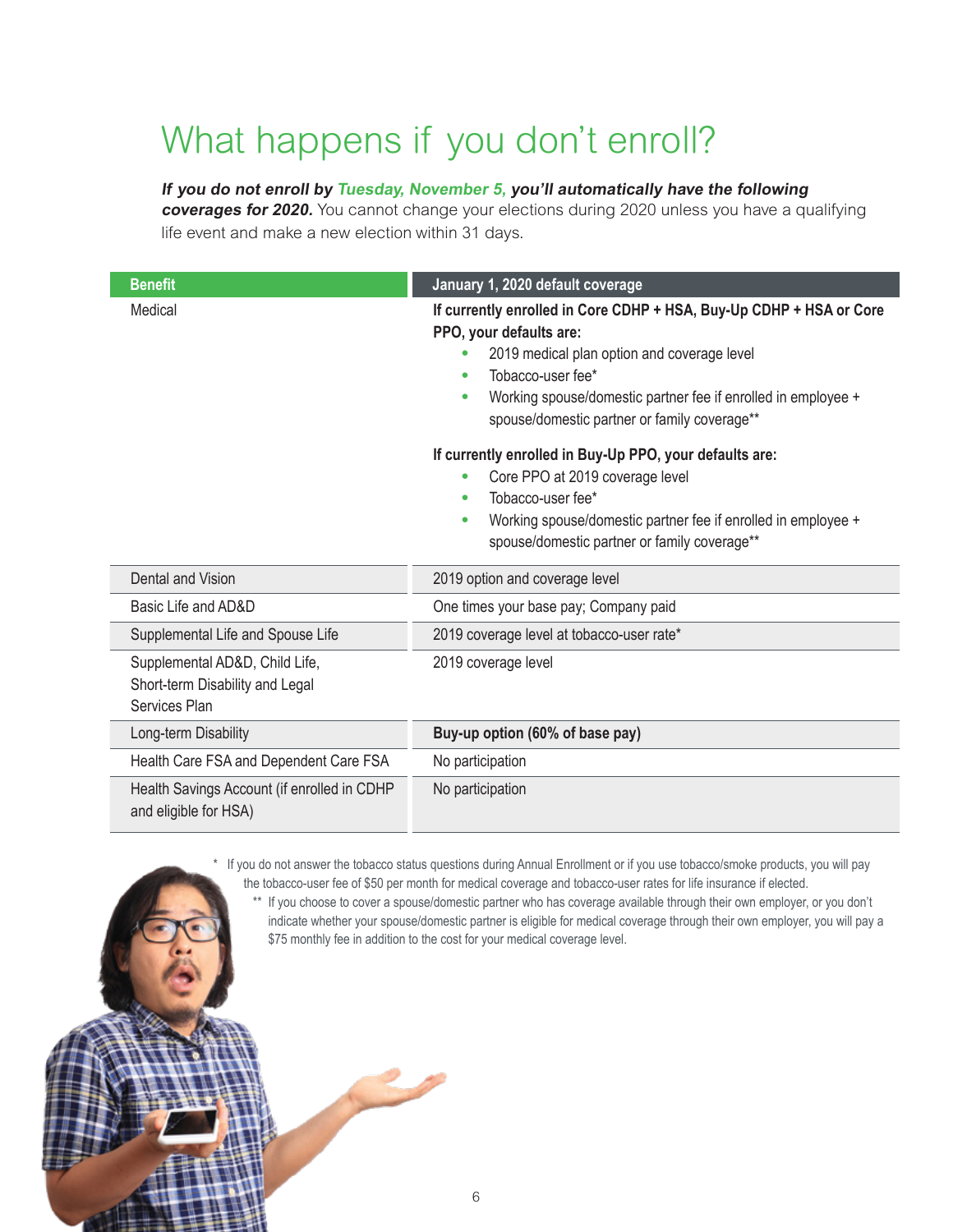# What happens if you don't enroll?

***If you do not enroll by Tuesday, November 5, you'll automatically have the following coverages for 2020.*** You cannot change your elections during 2020 unless you have a qualifying life event and make a new election within 31 days.

| Benefit | January 1, 2020 default coverage |
| --- | --- |
| Medical | **If currently enrolled in Core CDHP + HSA, Buy-Up CDHP + HSA or Core PPO, your defaults are:**<br>• 2019 medical plan option and coverage level<br>• Tobacco-user fee*<br>• Working spouse/domestic partner fee if enrolled in employee + spouse/domestic partner or family coverage**<br><br>**If currently enrolled in Buy-Up PPO, your defaults are:**<br>• Core PPO at 2019 coverage level<br>• Tobacco-user fee*<br>• Working spouse/domestic partner fee if enrolled in employee + spouse/domestic partner or family coverage** |
| Dental and Vision | 2019 option and coverage level |
| Basic Life and AD&D | One times your base pay; Company paid |
| Supplemental Life and Spouse Life | 2019 coverage level at tobacco-user rate* |
| Supplemental AD&D, Child Life, Short-term Disability and Legal Services Plan | 2019 coverage level |
| Long-term Disability | **Buy-up option (60% of base pay)** |
| Health Care FSA and Dependent Care FSA | No participation |
| Health Savings Account (if enrolled in CDHP and eligible for HSA) | No participation |

\* If you do not answer the tobacco status questions during Annual Enrollment or if you use tobacco/smoke products, you will pay the tobacco-user fee of $50 per month for medical coverage and tobacco-user rates for life insurance if elected.

** If you choose to cover a spouse/domestic partner who has coverage available through their own employer, or you don't indicate whether your spouse/domestic partner is eligible for medical coverage through their own employer, you will pay a $75 monthly fee in addition to the cost for your medical coverage level.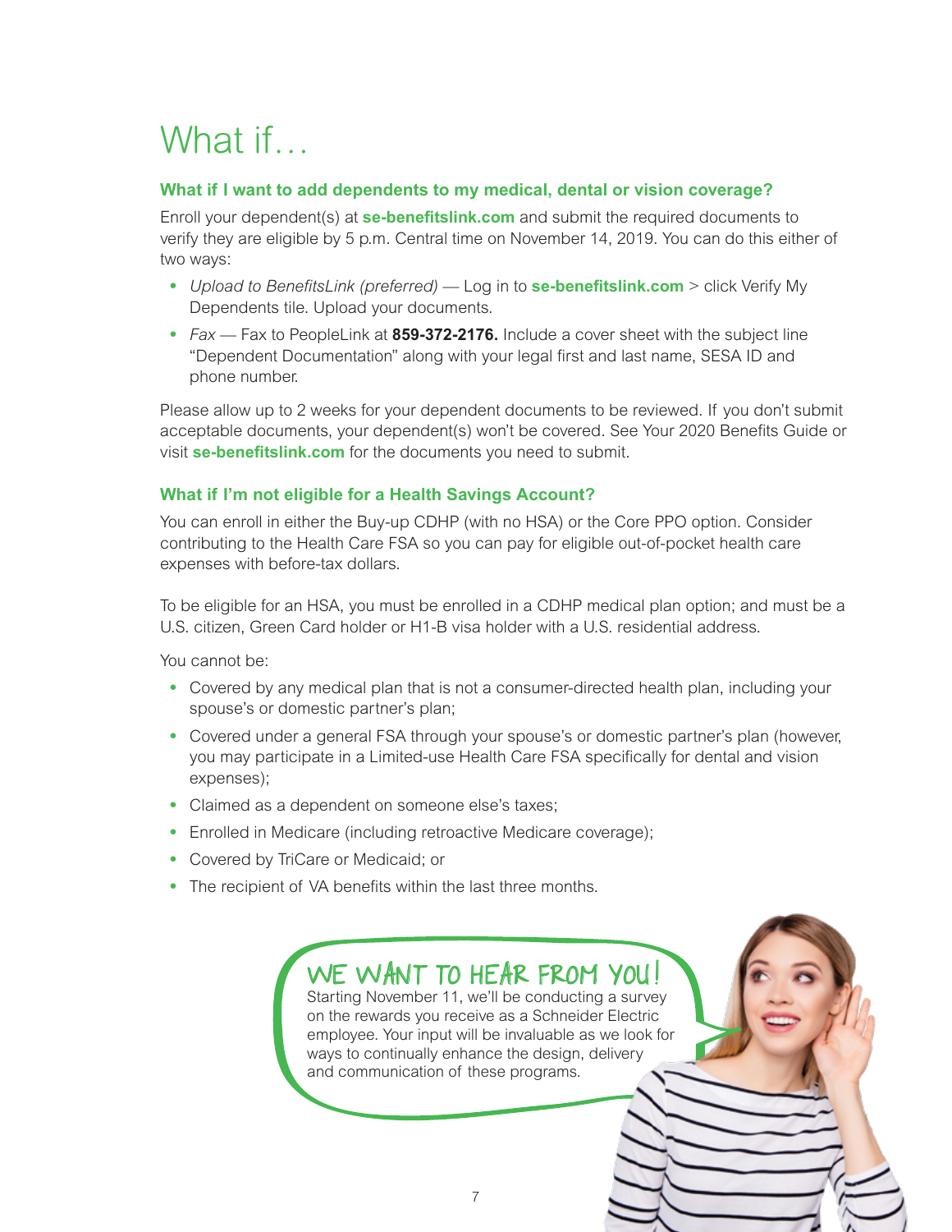# What if…

### What if I want to add dependents to my medical, dental or vision coverage?

Enroll your dependent(s) at **se-benefitslink.com** and submit the required documents to verify they are eligible by 5 p.m. Central time on November 14, 2019. You can do this either of two ways:

- *Upload to BenefitsLink (preferred)* — Log in to **se-benefitslink.com** > click Verify My Dependents tile. Upload your documents.
- *Fax* — Fax to PeopleLink at **859-372-2176.** Include a cover sheet with the subject line "Dependent Documentation" along with your legal first and last name, SESA ID and phone number.

Please allow up to 2 weeks for your dependent documents to be reviewed. If you don't submit acceptable documents, your dependent(s) won't be covered. See Your 2020 Benefits Guide or visit **se-benefitslink.com** for the documents you need to submit.

### What if I'm not eligible for a Health Savings Account?

You can enroll in either the Buy-up CDHP (with no HSA) or the Core PPO option. Consider contributing to the Health Care FSA so you can pay for eligible out-of-pocket health care expenses with before-tax dollars.

To be eligible for an HSA, you must be enrolled in a CDHP medical plan option; and must be a U.S. citizen, Green Card holder or H1-B visa holder with a U.S. residential address.

You cannot be:

- Covered by any medical plan that is not a consumer-directed health plan, including your spouse's or domestic partner's plan;
- Covered under a general FSA through your spouse's or domestic partner's plan (however, you may participate in a Limited-use Health Care FSA specifically for dental and vision expenses);
- Claimed as a dependent on someone else's taxes;
- Enrolled in Medicare (including retroactive Medicare coverage);
- Covered by TriCare or Medicaid; or
- The recipient of VA benefits within the last three months.

## WE WANT TO HEAR FROM YOU!

Starting November 11, we'll be conducting a survey on the rewards you receive as a Schneider Electric employee. Your input will be invaluable as we look for ways to continually enhance the design, delivery and communication of these programs.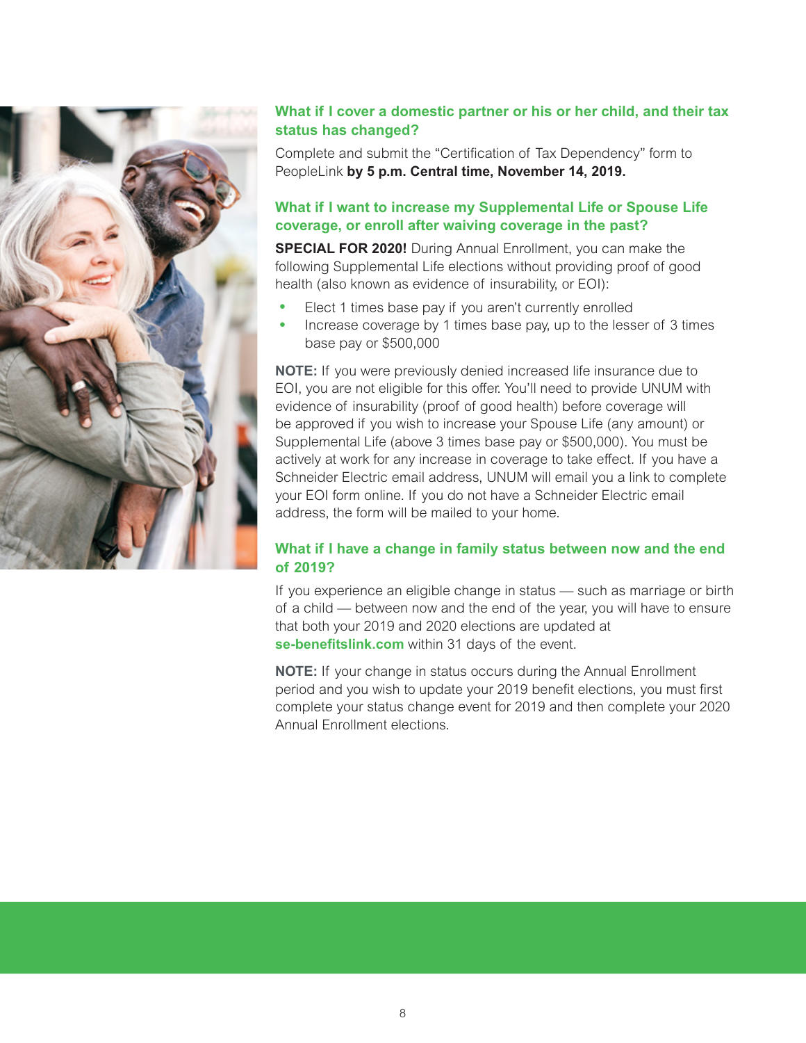### What if I cover a domestic partner or his or her child, and their tax status has changed?

Complete and submit the “Certification of Tax Dependency” form to PeopleLink **by 5 p.m. Central time, November 14, 2019.**

### What if I want to increase my Supplemental Life or Spouse Life coverage, or enroll after waiving coverage in the past?

**SPECIAL FOR 2020!** During Annual Enrollment, you can make the following Supplemental Life elections without providing proof of good health (also known as evidence of insurability, or EOI):

- Elect 1 times base pay if you aren’t currently enrolled
- Increase coverage by 1 times base pay, up to the lesser of 3 times base pay or $500,000

**NOTE:** If you were previously denied increased life insurance due to EOI, you are not eligible for this offer. You’ll need to provide UNUM with evidence of insurability (proof of good health) before coverage will be approved if you wish to increase your Spouse Life (any amount) or Supplemental Life (above 3 times base pay or $500,000). You must be actively at work for any increase in coverage to take effect. If you have a Schneider Electric email address, UNUM will email you a link to complete your EOI form online. If you do not have a Schneider Electric email address, the form will be mailed to your home.

### What if I have a change in family status between now and the end of 2019?

If you experience an eligible change in status — such as marriage or birth of a child — between now and the end of the year, you will have to ensure that both your 2019 and 2020 elections are updated at **se-benefitslink.com** within 31 days of the event.

**NOTE:** If your change in status occurs during the Annual Enrollment period and you wish to update your 2019 benefit elections, you must first complete your status change event for 2019 and then complete your 2020 Annual Enrollment elections.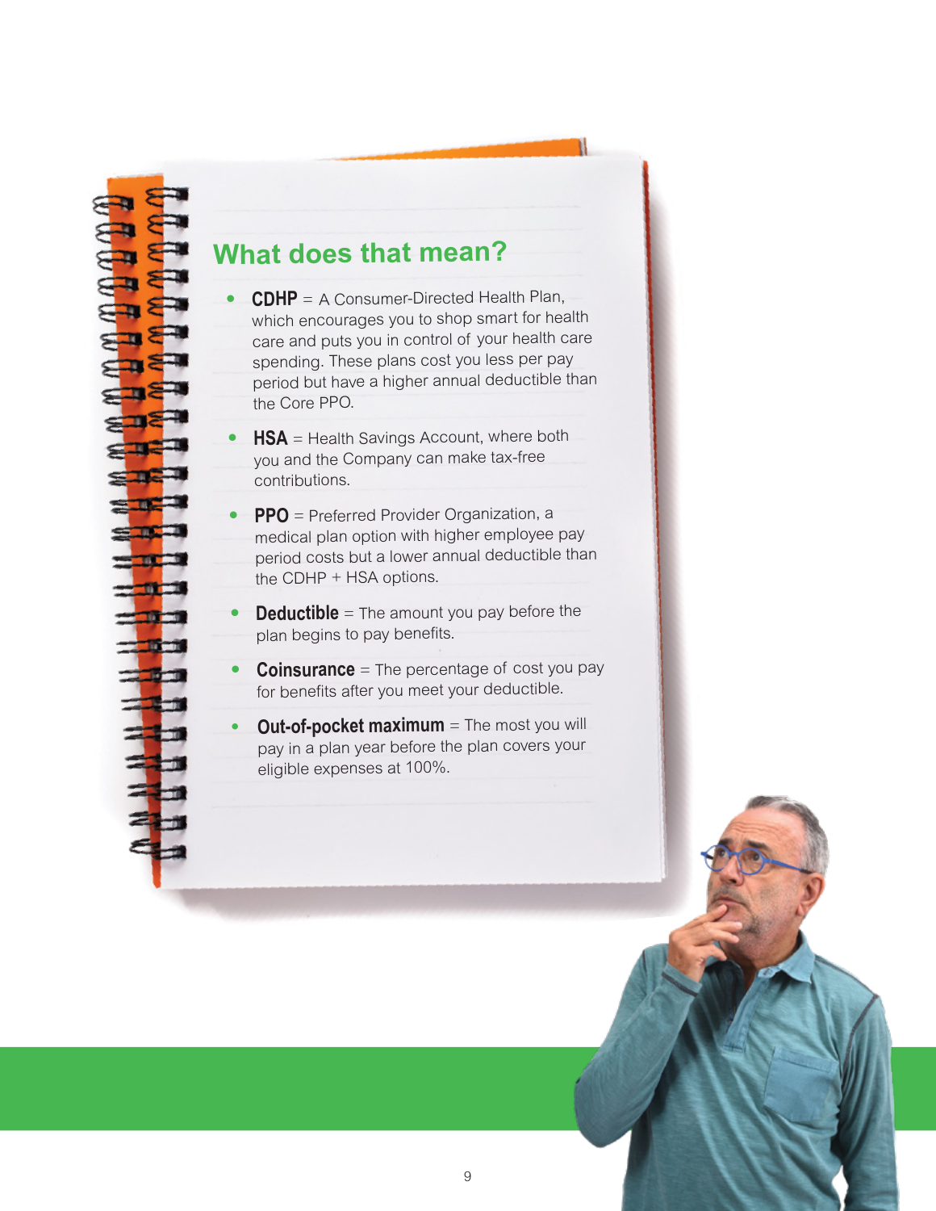## What does that mean?

- **CDHP** = A Consumer-Directed Health Plan, which encourages you to shop smart for health care and puts you in control of your health care spending. These plans cost you less per pay period but have a higher annual deductible than the Core PPO.
- **HSA** = Health Savings Account, where both you and the Company can make tax-free contributions.
- **PPO** = Preferred Provider Organization, a medical plan option with higher employee pay period costs but a lower annual deductible than the CDHP + HSA options.
- **Deductible** = The amount you pay before the plan begins to pay benefits.
- **Coinsurance** = The percentage of cost you pay for benefits after you meet your deductible.
- **Out-of-pocket maximum** = The most you will pay in a plan year before the plan covers your eligible expenses at 100%.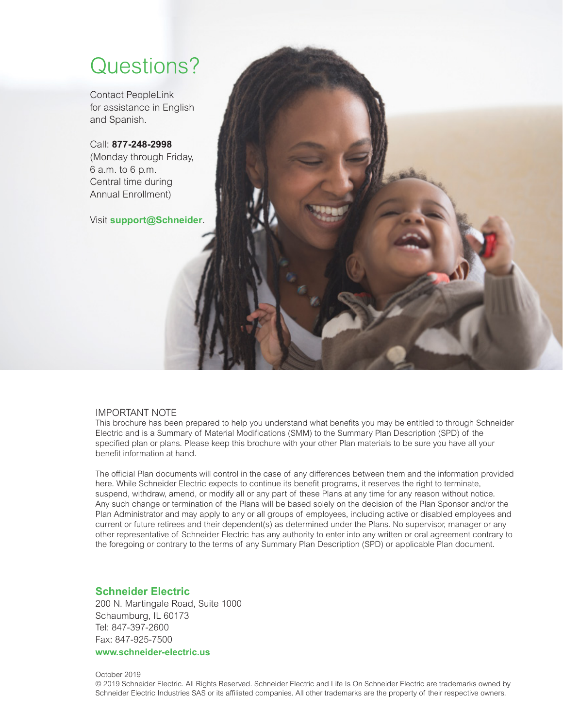# Questions?

Contact PeopleLink for assistance in English and Spanish.

Call: **877-248-2998**
(Monday through Friday, 6 a.m. to 6 p.m. Central time during Annual Enrollment)

Visit **support@Schneider**.

IMPORTANT NOTE

This brochure has been prepared to help you understand what benefits you may be entitled to through Schneider Electric and is a Summary of Material Modifications (SMM) to the Summary Plan Description (SPD) of the specified plan or plans. Please keep this brochure with your other Plan materials to be sure you have all your benefit information at hand.

The official Plan documents will control in the case of any differences between them and the information provided here. While Schneider Electric expects to continue its benefit programs, it reserves the right to terminate, suspend, withdraw, amend, or modify all or any part of these Plans at any time for any reason without notice. Any such change or termination of the Plans will be based solely on the decision of the Plan Sponsor and/or the Plan Administrator and may apply to any or all groups of employees, including active or disabled employees and current or future retirees and their dependent(s) as determined under the Plans. No supervisor, manager or any other representative of Schneider Electric has any authority to enter into any written or oral agreement contrary to the foregoing or contrary to the terms of any Summary Plan Description (SPD) or applicable Plan document.

**Schneider Electric**
200 N. Martingale Road, Suite 1000
Schaumburg, IL 60173
Tel: 847-397-2600
Fax: 847-925-7500
**www.schneider-electric.us**

October 2019
© 2019 Schneider Electric. All Rights Reserved. Schneider Electric and Life Is On Schneider Electric are trademarks owned by Schneider Electric Industries SAS or its affiliated companies. All other trademarks are the property of their respective owners.